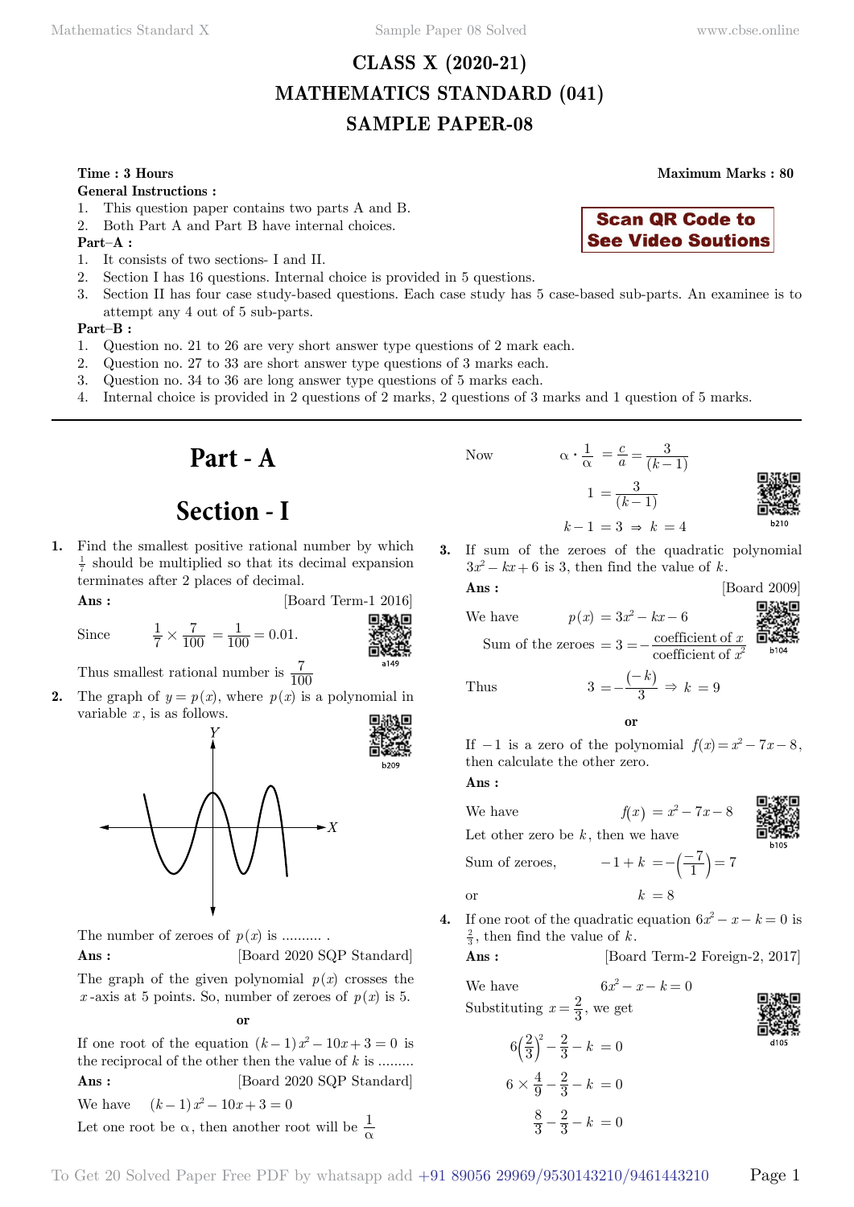# CLASS X (2020-21)
# MATHEMATICS STANDARD (041)
# SAMPLE PAPER-08

**Time : 3 Hours** **Maximum Marks : 80**

**General Instructions :**

1. This question paper contains two parts A and B.
2. Both Part A and Part B have internal choices.

**Part–A :**

1. It consists of two sections- I and II.
2. Section I has 16 questions. Internal choice is provided in 5 questions.
3. Section II has four case study-based questions. Each case study has 5 case-based sub-parts. An examinee is to attempt any 4 out of 5 sub-parts.

**Part–B :**

1. Question no. 21 to 26 are very short answer type questions of 2 mark each.
2. Question no. 27 to 33 are short answer type questions of 3 marks each.
3. Question no. 34 to 36 are long answer type questions of 5 marks each.
4. Internal choice is provided in 2 questions of 2 marks, 2 questions of 3 marks and 1 question of 5 marks.

**Scan QR Code to See Video Soutions**

---

# Part - A

## Section - I

**1.** Find the smallest positive rational number by which $\frac{1}{7}$ should be multiplied so that its decimal expansion terminates after 2 places of decimal.

**Ans :** [Board Term-1 2016]

Since $\frac{1}{7} \times \frac{7}{100} = \frac{1}{100} = 0.01.$

Thus smallest rational number is $\frac{7}{100}$

**2.** The graph of $y = p(x)$, where $p(x)$ is a polynomial in variable $x$, is as follows.

The number of zeroes of $p(x)$ is .......... .

**Ans :** [Board 2020 SQP Standard]

The graph of the given polynomial $p(x)$ crosses the $x$-axis at 5 points. So, number of zeroes of $p(x)$ is 5.

**or**

If one root of the equation $(k-1)x^2 - 10x + 3 = 0$ is the reciprocal of the other then the value of $k$ is .........

**Ans :** [Board 2020 SQP Standard]

We have $(k-1)x^2 - 10x + 3 = 0$

Let one root be $\alpha$, then another root will be $\frac{1}{\alpha}$

Now
$$\alpha \cdot \frac{1}{\alpha} = \frac{c}{a} = \frac{3}{(k-1)}$$
$$1 = \frac{3}{(k-1)}$$
$$k - 1 = 3 \Rightarrow k = 4$$

**3.** If sum of the zeroes of the quadratic polynomial $3x^2 - kx + 6$ is 3, then find the value of $k$.

**Ans :** [Board 2009]

We have $p(x) = 3x^2 - kx - 6$

Sum of the zeroes $= 3 = -\frac{\text{coefficient of } x}{\text{coefficient of } x^2}$

Thus $3 = -\frac{(-k)}{3} \Rightarrow k = 9$

**or**

If $-1$ is a zero of the polynomial $f(x) = x^2 - 7x - 8$, then calculate the other zero.

**Ans :**

We have $f(x) = x^2 - 7x - 8$

Let other zero be $k$, then we have

Sum of zeroes, $-1 + k = -\left(\frac{-7}{1}\right) = 7$

or $k = 8$

**4.** If one root of the quadratic equation $6x^2 - x - k = 0$ is $\frac{2}{3}$, then find the value of $k$.

**Ans :** [Board Term-2 Foreign-2, 2017]

We have $6x^2 - x - k = 0$

Substituting $x = \frac{2}{3}$, we get

$$6\left(\frac{2}{3}\right)^2 - \frac{2}{3} - k = 0$$
$$6 \times \frac{4}{9} - \frac{2}{3} - k = 0$$
$$\frac{8}{3} - \frac{2}{3} - k = 0$$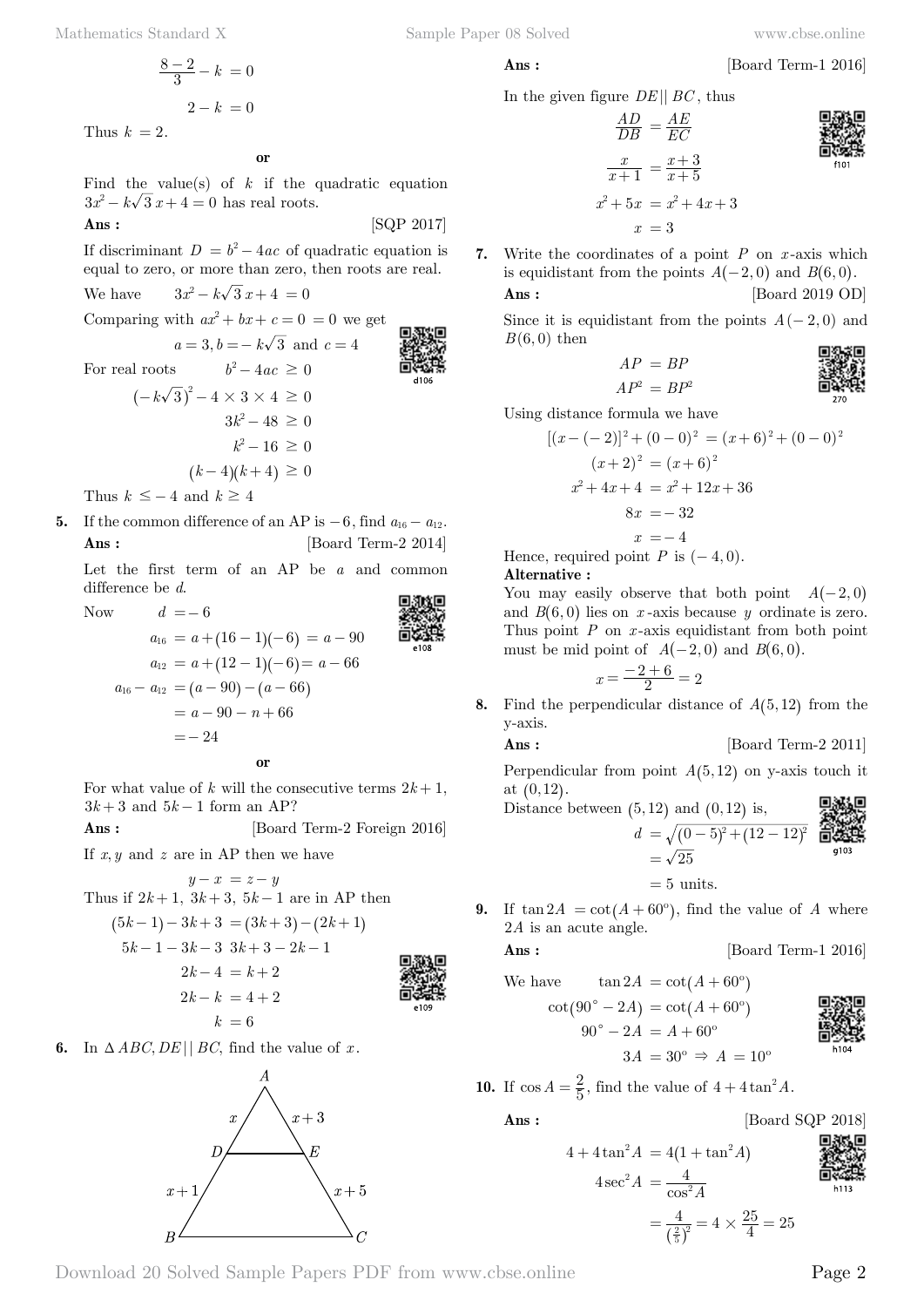$$\frac{8-2}{3} - k = 0$$

$$2 - k = 0$$

Thus $k = 2$.

**or**

Find the value(s) of $k$ if the quadratic equation $3x^2 - k\sqrt{3}\,x + 4 = 0$ has real roots.

**Ans :** [SQP 2017]

If discriminant $D = b^2 - 4ac$ of quadratic equation is equal to zero, or more than zero, then roots are real.

We have $\quad 3x^2 - k\sqrt{3}\,x + 4 = 0$

Comparing with $ax^2 + bx + c = 0 = 0$ we get

$$a = 3, b = -k\sqrt{3} \text{ and } c = 4$$

For real roots $\quad b^2 - 4ac \geq 0$

$$(-k\sqrt{3})^2 - 4 \times 3 \times 4 \geq 0$$

$$3k^2 - 48 \geq 0$$

$$k^2 - 16 \geq 0$$

$$(k-4)(k+4) \geq 0$$

Thus $k \leq -4$ and $k \geq 4$

**5.** If the common difference of an AP is $-6$, find $a_{16} - a_{12}$.

**Ans :** [Board Term-2 2014]

Let the first term of an AP be $a$ and common difference be $d$.

Now $\quad d = -6$

$$a_{16} = a + (16-1)(-6) = a - 90$$

$$a_{12} = a + (12-1)(-6) = a - 66$$

$$a_{16} - a_{12} = (a - 90) - (a - 66)$$

$$= a - 90 - n + 66$$

$$= -24$$

**or**

For what value of $k$ will the consecutive terms $2k+1$, $3k+3$ and $5k-1$ form an AP?

**Ans :** [Board Term-2 Foreign 2016]

If $x, y$ and $z$ are in AP then we have

$$y - x = z - y$$

Thus if $2k+1,\ 3k+3,\ 5k-1$ are in AP then

$$(5k-1) - 3k + 3 = (3k+3) - (2k+1)$$

$$5k - 1 - 3k - 3 \quad 3k + 3 - 2k - 1$$

$$2k - 4 = k + 2$$

$$2k - k = 4 + 2$$

$$k = 6$$

**6.** In $\Delta ABC, DE || BC$, find the value of $x$.

(Figure: triangle $ABC$ with $D$ on $AB$, $E$ on $AC$; $AD = x$, $DB = x+1$, $AE = x+3$, $EC = x+5$)

**Ans :** [Board Term-1 2016]

In the given figure $DE || BC$, thus

$$\frac{AD}{DB} = \frac{AE}{EC}$$

$$\frac{x}{x+1} = \frac{x+3}{x+5}$$

$$x^2 + 5x = x^2 + 4x + 3$$

$$x = 3$$

**7.** Write the coordinates of a point $P$ on $x$-axis which is equidistant from the points $A(-2,0)$ and $B(6,0)$.

**Ans :** [Board 2019 OD]

Since it is equidistant from the points $A(-2,0)$ and $B(6,0)$ then

$$AP = BP$$

$$AP^2 = BP^2$$

Using distance formula we have

$$[(x-(-2)]^2 + (0-0)^2 = (x+6)^2 + (0-0)^2$$

$$(x+2)^2 = (x+6)^2$$

$$x^2 + 4x + 4 = x^2 + 12x + 36$$

$$8x = -32$$

$$x = -4$$

Hence, required point $P$ is $(-4, 0)$.

**Alternative :**

You may easily observe that both point $A(-2,0)$ and $B(6,0)$ lies on $x$-axis because $y$ ordinate is zero. Thus point $P$ on $x$-axis equidistant from both point must be mid point of $A(-2,0)$ and $B(6,0)$.

$$x = \frac{-2+6}{2} = 2$$

**8.** Find the perpendicular distance of $A(5,12)$ from the y-axis.

**Ans :** [Board Term-2 2011]

Perpendicular from point $A(5,12)$ on y-axis touch it at $(0,12)$.

Distance between $(5,12)$ and $(0,12)$ is,

$$d = \sqrt{(0-5)^2 + (12-12)^2}$$

$$= \sqrt{25}$$

$$= 5 \text{ units.}$$

**9.** If $\tan 2A = \cot(A + 60^{\circ})$, find the value of $A$ where $2A$ is an acute angle.

**Ans :** [Board Term-1 2016]

We have $\quad \tan 2A = \cot(A + 60^{\circ})$

$$\cot(90^{\circ} - 2A) = \cot(A + 60^{\circ})$$

$$90^{\circ} - 2A = A + 60^{\circ}$$

$$3A = 30^{\circ} \Rightarrow A = 10^{\circ}$$

**10.** If $\cos A = \frac{2}{5}$, find the value of $4 + 4\tan^2 A$.

**Ans :** [Board SQP 2018]

$$4 + 4\tan^2 A = 4(1 + \tan^2 A)$$

$$4\sec^2 A = \frac{4}{\cos^2 A}$$

$$= \frac{4}{\left(\frac{2}{5}\right)^2} = 4 \times \frac{25}{4} = 25$$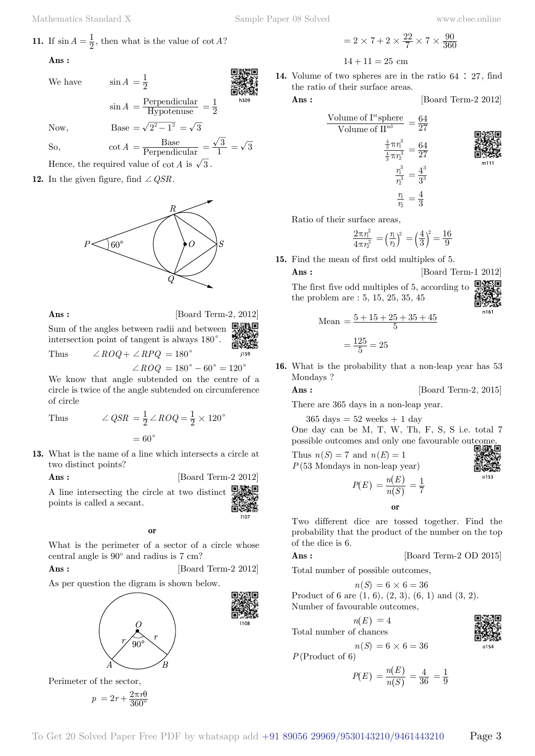**11.** If $\sin A = \frac{1}{2}$, then what is the value of $\cot A$?

**Ans :**

We have $\sin A = \frac{1}{2}$

$$\sin A = \frac{\text{Perpendicular}}{\text{Hypotenuse}} = \frac{1}{2}$$

Now, $\text{Base} = \sqrt{2^2 - 1^2} = \sqrt{3}$

So, $\cot A = \frac{\text{Base}}{\text{Perpendicular}} = \frac{\sqrt{3}}{1} = \sqrt{3}$

Hence, the required value of $\cot A$ is $\sqrt{3}$.

**12.** In the given figure, find $\angle QSR$.

**Ans :** [Board Term-2, 2012]

Sum of the angles between radii and between intersection point of tangent is always $180^\circ$.

Thus $\angle ROQ + \angle RPQ = 180^\circ$

$$\angle ROQ = 180^\circ - 60^\circ = 120^\circ$$

We know that angle subtended on the centre of a circle is twice of the angle subtended on circumference of circle

Thus $\angle QSR = \frac{1}{2}\angle ROQ = \frac{1}{2} \times 120^\circ$

$$= 60^\circ$$

**13.** What is the name of a line which intersects a circle at two distinct points?

**Ans :** [Board Term-2 2012]

A line intersecting the circle at two distinct points is called a secant.

**or**

What is the perimeter of a sector of a circle whose central angle is $90^o$ and radius is 7 cm?

**Ans :** [Board Term-2 2012]

As per question the digram is shown below.

Perimeter of the sector,

$$p = 2r + \frac{2\pi r\theta}{360^o}$$

$$= 2 \times 7 + 2 \times \frac{22}{7} \times 7 \times \frac{90}{360}$$

$$14 + 11 = 25 \text{ cm}$$

**14.** Volume of two spheres are in the ratio 64 : 27, find the ratio of their surface areas.

**Ans :** [Board Term-2 2012]

$$\frac{\text{Volume of I}^{\text{st}}\text{sphere}}{\text{Volume of II}^{\text{nd}}} = \frac{64}{27}$$

$$\frac{\frac{4}{3}\pi r_1^3}{\frac{4}{3}\pi r_2^3} = \frac{64}{27}$$

$$\frac{r_1^3}{r_2^3} = \frac{4^3}{3^3}$$

$$\frac{r_1}{r_2} = \frac{4}{3}$$

Ratio of their surface areas,

$$\frac{2\pi r_1^2}{4\pi r_2^2} = \left(\frac{r_1}{r_2}\right)^2 = \left(\frac{4}{3}\right)^2 = \frac{16}{9}$$

**15.** Find the mean of first odd multiples of 5.

**Ans :** [Board Term-1 2012]

The first five odd multiples of 5, according to the problem are : 5, 15, 25, 35, 45

$$\text{Mean} = \frac{5 + 15 + 25 + 35 + 45}{5}$$

$$= \frac{125}{5} = 25$$

**16.** What is the probability that a non-leap year has 53 Mondays ?

**Ans :** [Board Term-2, 2015]

There are 365 days in a non-leap year.

365 days = 52 weeks + 1 day

One day can be M, T, W, Th, F, S, S i.e. total 7 possible outcomes and only one favourable outcome.

Thus $n(S) = 7$ and $n(E) = 1$

$P$(53 Mondays in non-leap year)

$$P(E) = \frac{n(E)}{n(S)} = \frac{1}{7}$$

**or**

Two different dice are tossed together. Find the probability that the product of the number on the top of the dice is 6.

**Ans :** [Board Term-2 OD 2015]

Total number of possible outcomes,

$$n(S) = 6 \times 6 = 36$$

Product of 6 are (1, 6), (2, 3), (6, 1) and (3, 2).

Number of favourable outcomes,

$$n(E) = 4$$

Total number of chances

$$n(S) = 6 \times 6 = 36$$

$P$(Product of 6)

$$P(E) = \frac{n(E)}{n(S)} = \frac{4}{36} = \frac{1}{9}$$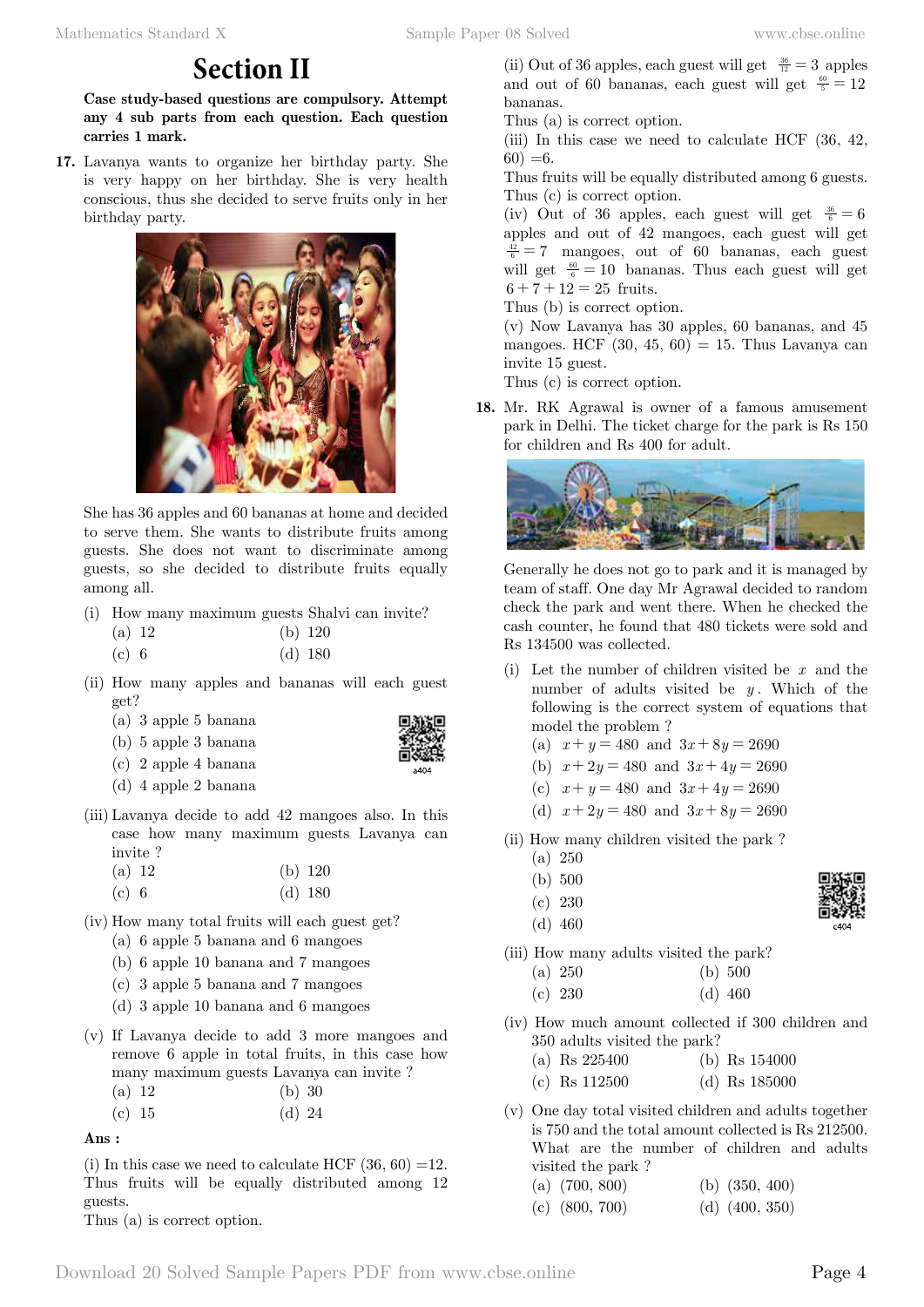# Section II

**Case study-based questions are compulsory. Attempt any 4 sub parts from each question. Each question carries 1 mark.**

**17.** Lavanya wants to organize her birthday party. She is very happy on her birthday. She is very health conscious, thus she decided to serve fruits only in her birthday party.

She has 36 apples and 60 bananas at home and decided to serve them. She wants to distribute fruits among guests. She does not want to discriminate among guests, so she decided to distribute fruits equally among all.

(i) How many maximum guests Shalvi can invite?

(a) 12 (b) 120
(c) 6 (d) 180

(ii) How many apples and bananas will each guest get?

(a) 3 apple 5 banana
(b) 5 apple 3 banana
(c) 2 apple 4 banana
(d) 4 apple 2 banana

(iii) Lavanya decide to add 42 mangoes also. In this case how many maximum guests Lavanya can invite ?

(a) 12 (b) 120
(c) 6 (d) 180

(iv) How many total fruits will each guest get?

(a) 6 apple 5 banana and 6 mangoes
(b) 6 apple 10 banana and 7 mangoes
(c) 3 apple 5 banana and 7 mangoes
(d) 3 apple 10 banana and 6 mangoes

(v) If Lavanya decide to add 3 more mangoes and remove 6 apple in total fruits, in this case how many maximum guests Lavanya can invite ?

(a) 12 (b) 30
(c) 15 (d) 24

**Ans :**

(i) In this case we need to calculate HCF (36, 60) =12.
Thus fruits will be equally distributed among 12 guests.
Thus (a) is correct option.

(ii) Out of 36 apples, each guest will get $\frac{36}{12} = 3$ apples and out of 60 bananas, each guest will get $\frac{60}{5} = 12$ bananas.
Thus (a) is correct option.

(iii) In this case we need to calculate HCF (36, 42, 60) =6.
Thus fruits will be equally distributed among 6 guests.
Thus (c) is correct option.

(iv) Out of 36 apples, each guest will get $\frac{36}{6} = 6$ apples and out of 42 mangoes, each guest will get $\frac{42}{6} = 7$ mangoes, out of 60 bananas, each guest will get $\frac{60}{6} = 10$ bananas. Thus each guest will get $6 + 7 + 12 = 25$ fruits.
Thus (b) is correct option.

(v) Now Lavanya has 30 apples, 60 bananas, and 45 mangoes. HCF (30, 45, 60) = 15. Thus Lavanya can invite 15 guest.
Thus (c) is correct option.

**18.** Mr. RK Agrawal is owner of a famous amusement park in Delhi. The ticket charge for the park is Rs 150 for children and Rs 400 for adult.

Generally he does not go to park and it is managed by team of staff. One day Mr Agrawal decided to random check the park and went there. When he checked the cash counter, he found that 480 tickets were sold and Rs 134500 was collected.

(i) Let the number of children visited be $x$ and the number of adults visited be $y$. Which of the following is the correct system of equations that model the problem ?

(a) $x + y = 480$ and $3x + 8y = 2690$
(b) $x + 2y = 480$ and $3x + 4y = 2690$
(c) $x + y = 480$ and $3x + 4y = 2690$
(d) $x + 2y = 480$ and $3x + 8y = 2690$

(ii) How many children visited the park ?

(a) 250
(b) 500
(c) 230
(d) 460

(iii) How many adults visited the park?

(a) 250 (b) 500
(c) 230 (d) 460

(iv) How much amount collected if 300 children and 350 adults visited the park?

(a) Rs 225400 (b) Rs 154000
(c) Rs 112500 (d) Rs 185000

(v) One day total visited children and adults together is 750 and the total amount collected is Rs 212500. What are the number of children and adults visited the park ?

(a) (700, 800) (b) (350, 400)
(c) (800, 700) (d) (400, 350)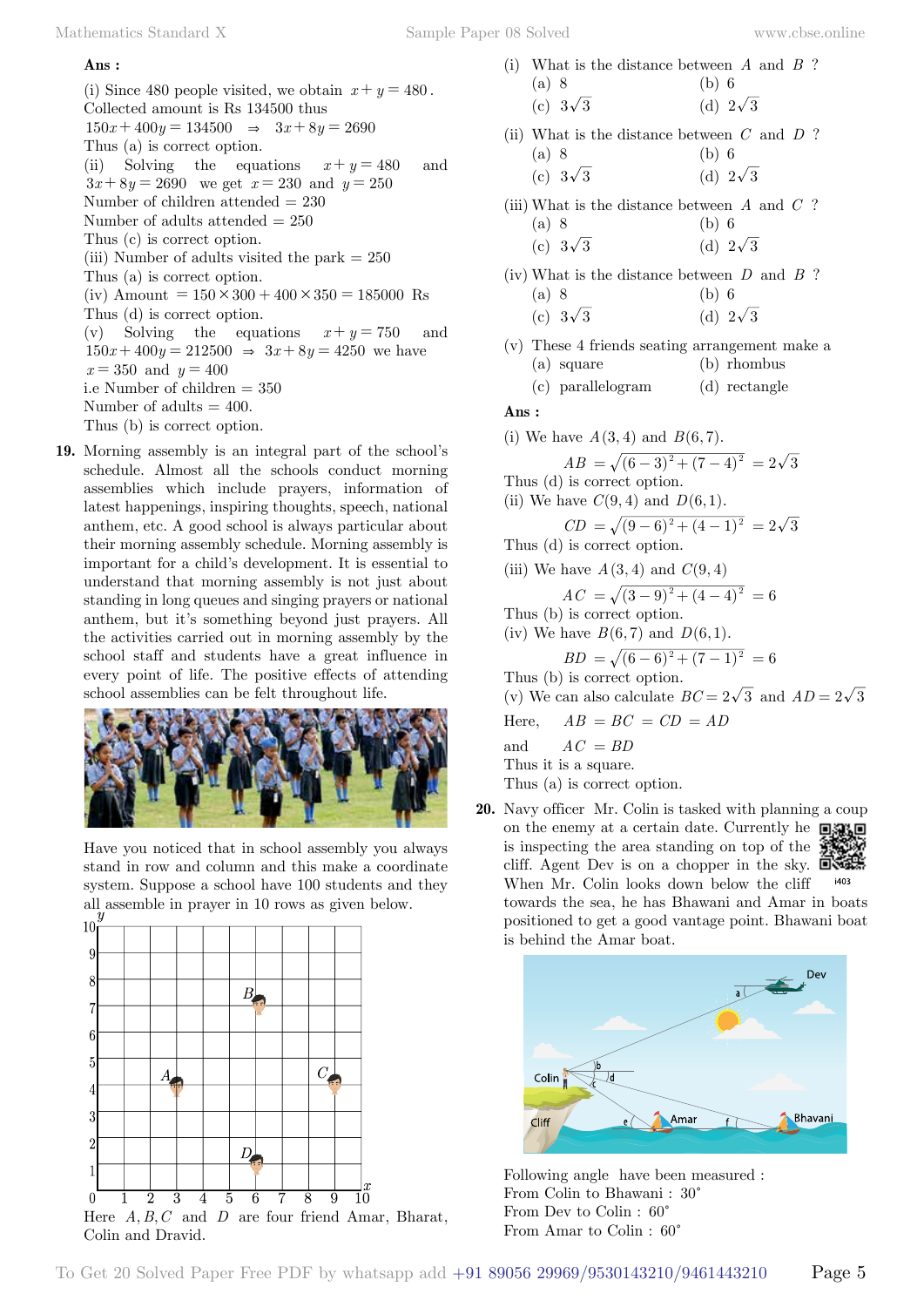**Ans :**

(i) Since 480 people visited, we obtain $x+y=480$. Collected amount is Rs 134500 thus

$150x+400y=134500 \Rightarrow 3x+8y=2690$

Thus (a) is correct option.

(ii) Solving the equations $x+y=480$ and $3x+8y=2690$ we get $x=230$ and $y=250$

Number of children attended $=230$

Number of adults attended $=250$

Thus (c) is correct option.

(iii) Number of adults visited the park $=250$

Thus (a) is correct option.

(iv) Amount $=150\times300+400\times350=185000$ Rs

Thus (d) is correct option.

(v) Solving the equations $x+y=750$ and $150x+400y=212500 \Rightarrow 3x+8y=4250$ we have $x=350$ and $y=400$

i.e Number of children $=350$

Number of adults $=400$.

Thus (b) is correct option.

**19.** Morning assembly is an integral part of the school's schedule. Almost all the schools conduct morning assemblies which include prayers, information of latest happenings, inspiring thoughts, speech, national anthem, etc. A good school is always particular about their morning assembly schedule. Morning assembly is important for a child's development. It is essential to understand that morning assembly is not just about standing in long queues and singing prayers or national anthem, but it's something beyond just prayers. All the activities carried out in morning assembly by the school staff and students have a great influence in every point of life. The positive effects of attending school assemblies can be felt throughout life.

Have you noticed that in school assembly you always stand in row and column and this make a coordinate system. Suppose a school have 100 students and they all assemble in prayer in 10 rows as given below.

Here $A, B, C$ and $D$ are four friend Amar, Bharat, Colin and Dravid.

(i) What is the distance between $A$ and $B$ ?
(a) 8 (b) 6
(c) $3\sqrt{3}$ (d) $2\sqrt{3}$

(ii) What is the distance between $C$ and $D$ ?
(a) 8 (b) 6
(c) $3\sqrt{3}$ (d) $2\sqrt{3}$

(iii) What is the distance between $A$ and $C$ ?
(a) 8 (b) 6
(c) $3\sqrt{3}$ (d) $2\sqrt{3}$

(iv) What is the distance between $D$ and $B$ ?
(a) 8 (b) 6
(c) $3\sqrt{3}$ (d) $2\sqrt{3}$

(v) These 4 friends seating arrangement make a
(a) square (b) rhombus
(c) parallelogram (d) rectangle

**Ans :**

(i) We have $A(3,4)$ and $B(6,7)$.

$$AB=\sqrt{(6-3)^2+(7-4)^2}=2\sqrt{3}$$

Thus (d) is correct option.

(ii) We have $C(9,4)$ and $D(6,1)$.

$$CD=\sqrt{(9-6)^2+(4-1)^2}=2\sqrt{3}$$

Thus (d) is correct option.

(iii) We have $A(3,4)$ and $C(9,4)$

$$AC=\sqrt{(3-9)^2+(4-4)^2}=6$$

Thus (b) is correct option.

(iv) We have $B(6,7)$ and $D(6,1)$.

$$BD=\sqrt{(6-6)^2+(7-1)^2}=6$$

Thus (b) is correct option.

(v) We can also calculate $BC=2\sqrt{3}$ and $AD=2\sqrt{3}$

Here, $AB=BC=CD=AD$

and $AC=BD$

Thus it is a square.

Thus (a) is correct option.

**20.** Navy officer Mr. Colin is tasked with planning a coup on the enemy at a certain date. Currently he is inspecting the area standing on top of the cliff. Agent Dev is on a chopper in the sky. When Mr. Colin looks down below the cliff towards the sea, he has Bhawani and Amar in boats positioned to get a good vantage point. Bhawani boat is behind the Amar boat.

Following angle have been measured :

From Colin to Bhawani : 30°

From Dev to Colin : 60°

From Amar to Colin : 60°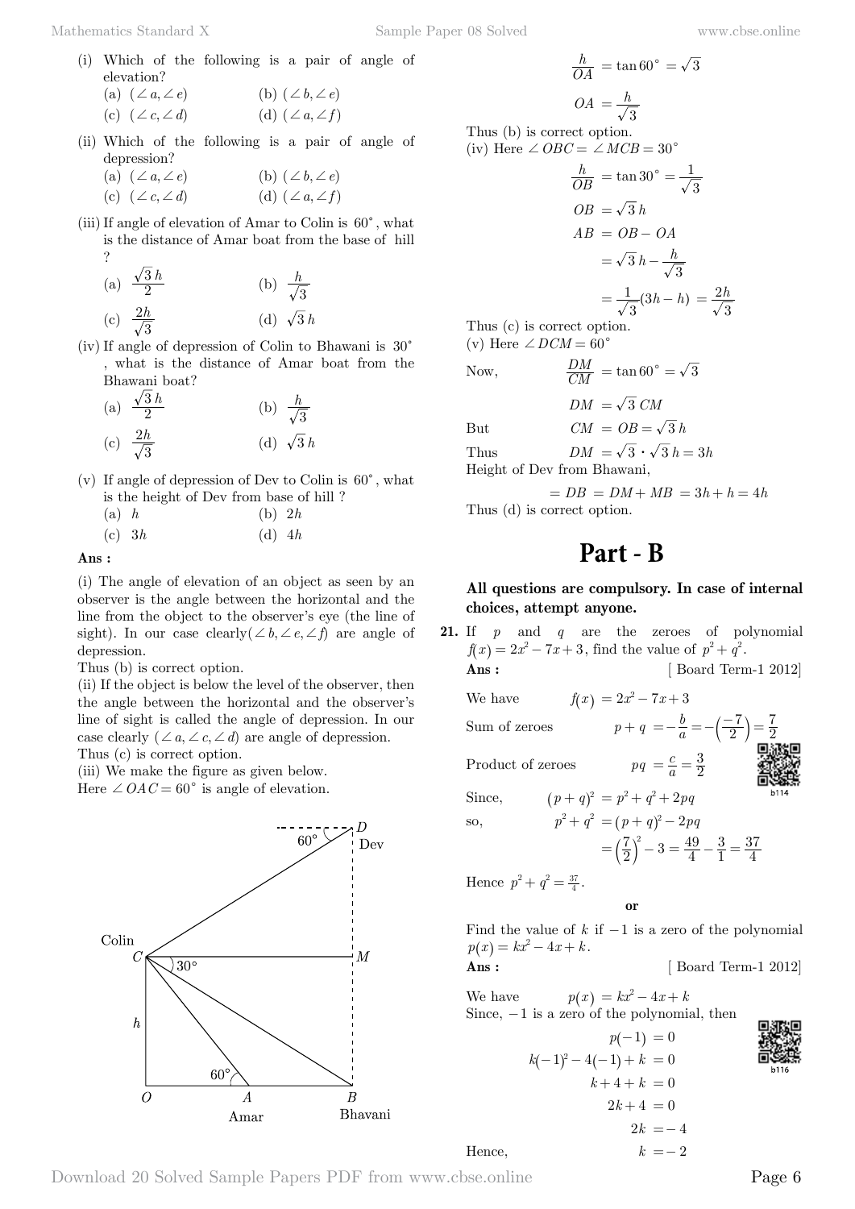(i) Which of the following is a pair of angle of elevation?

(a) $(\angle a, \angle e)$ (b) $(\angle b, \angle e)$

(c) $(\angle c, \angle d)$ (d) $(\angle a, \angle f)$

(ii) Which of the following is a pair of angle of depression?

(a) $(\angle a, \angle e)$ (b) $(\angle b, \angle e)$

(c) $(\angle c, \angle d)$ (d) $(\angle a, \angle f)$

(iii) If angle of elevation of Amar to Colin is $60^\circ$, what is the distance of Amar boat from the base of hill ?

(a) $\frac{\sqrt{3}h}{2}$ (b) $\frac{h}{\sqrt{3}}$

(c) $\frac{2h}{\sqrt{3}}$ (d) $\sqrt{3}h$

(iv) If angle of depression of Colin to Bhawani is $30^\circ$, what is the distance of Amar boat from the Bhawani boat?

(a) $\frac{\sqrt{3}h}{2}$ (b) $\frac{h}{\sqrt{3}}$

(c) $\frac{2h}{\sqrt{3}}$ (d) $\sqrt{3}h$

(v) If angle of depression of Dev to Colin is $60^\circ$, what is the height of Dev from base of hill ?

(a) $h$ (b) $2h$

(c) $3h$ (d) $4h$

**Ans :**

(i) The angle of elevation of an object as seen by an observer is the angle between the horizontal and the line from the object to the observer's eye (the line of sight). In our case clearly$(\angle b, \angle e, \angle f)$ are angle of depression.

Thus (b) is correct option.

(ii) If the object is below the level of the observer, then the angle between the horizontal and the observer's line of sight is called the angle of depression. In our case clearly $(\angle a, \angle c, \angle d)$ are angle of depression.

Thus (c) is correct option.

(iii) We make the figure as given below.

Here $\angle OAC = 60^\circ$ is angle of elevation.

$$\frac{h}{OA} = \tan 60^\circ = \sqrt{3}$$

$$OA = \frac{h}{\sqrt{3}}$$

Thus (b) is correct option.

(iv) Here $\angle OBC = \angle MCB = 30^\circ$

$$\frac{h}{OB} = \tan 30^\circ = \frac{1}{\sqrt{3}}$$

$$OB = \sqrt{3}\,h$$

$$AB = OB - OA$$

$$= \sqrt{3}\,h - \frac{h}{\sqrt{3}}$$

$$= \frac{1}{\sqrt{3}}(3h - h) = \frac{2h}{\sqrt{3}}$$

Thus (c) is correct option.

(v) Here $\angle DCM = 60^\circ$

Now, $$\frac{DM}{CM} = \tan 60^\circ = \sqrt{3}$$

$$DM = \sqrt{3}\,CM$$

But $$CM = OB = \sqrt{3}\,h$$

Thus $$DM = \sqrt{3} \cdot \sqrt{3}\,h = 3h$$

Height of Dev from Bhawani,

$$= DB = DM + MB = 3h + h = 4h$$

Thus (d) is correct option.

# Part - B

**All questions are compulsory. In case of internal choices, attempt anyone.**

**21.** If $p$ and $q$ are the zeroes of polynomial $f(x) = 2x^2 - 7x + 3$, find the value of $p^2 + q^2$.

**Ans :** [ Board Term-1 2012]

We have $$f(x) = 2x^2 - 7x + 3$$

Sum of zeroes $$p + q = -\frac{b}{a} = -\left(\frac{-7}{2}\right) = \frac{7}{2}$$

Product of zeroes $$pq = \frac{c}{a} = \frac{3}{2}$$

Since, $$(p+q)^2 = p^2 + q^2 + 2pq$$

so, $$p^2 + q^2 = (p+q)^2 - 2pq$$

$$= \left(\frac{7}{2}\right)^2 - 3 = \frac{49}{4} - \frac{3}{1} = \frac{37}{4}$$

Hence $p^2 + q^2 = \frac{37}{4}$.

**or**

Find the value of $k$ if $-1$ is a zero of the polynomial $p(x) = kx^2 - 4x + k$.

**Ans :** [ Board Term-1 2012]

We have $$p(x) = kx^2 - 4x + k$$

Since, $-1$ is a zero of the polynomial, then

$$p(-1) = 0$$

$$k(-1)^2 - 4(-1) + k = 0$$

$$k + 4 + k = 0$$

$$2k + 4 = 0$$

$$2k = -4$$

Hence, $$k = -2$$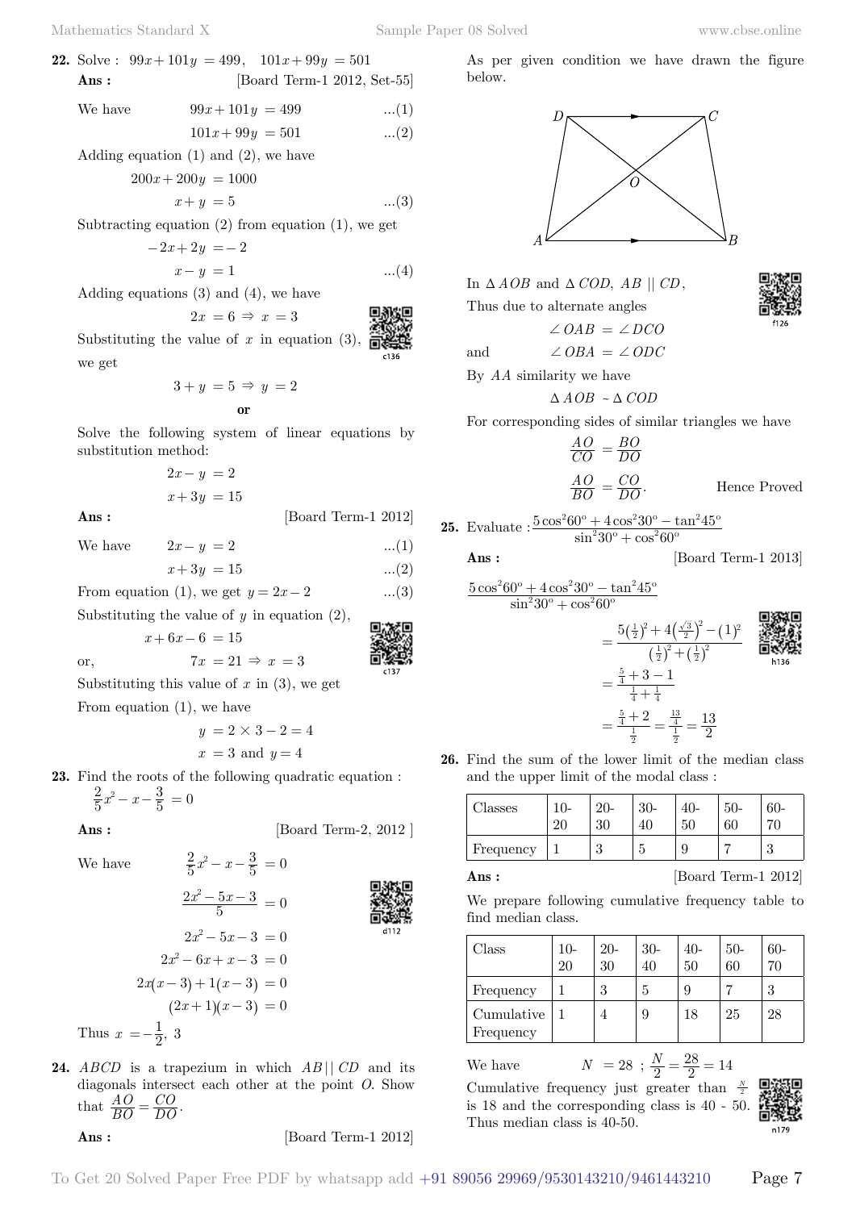**22.** Solve : $99x + 101y = 499$, $101x + 99y = 501$

**Ans :** [Board Term-1 2012, Set-55]

We have 
$$99x + 101y = 499 \quad ...(1)$$
$$101x + 99y = 501 \quad ...(2)$$

Adding equation (1) and (2), we have
$$200x + 200y = 1000$$
$$x + y = 5 \quad ...(3)$$

Subtracting equation (2) from equation (1), we get
$$-2x + 2y = -2$$
$$x - y = 1 \quad ...(4)$$

Adding equations (3) and (4), we have
$$2x = 6 \Rightarrow x = 3$$

Substituting the value of $x$ in equation (3), we get
$$3 + y = 5 \Rightarrow y = 2$$

**or**

Solve the following system of linear equations by substitution method:
$$2x - y = 2$$
$$x + 3y = 15$$

**Ans :** [Board Term-1 2012]

We have 
$$2x - y = 2 \quad ...(1)$$
$$x + 3y = 15 \quad ...(2)$$

From equation (1), we get $y = 2x - 2$ ...(3)

Substituting the value of $y$ in equation (2),
$$x + 6x - 6 = 15$$
or,
$$7x = 21 \Rightarrow x = 3$$

Substituting this value of $x$ in (3), we get

From equation (1), we have
$$y = 2 \times 3 - 2 = 4$$
$$x = 3 \text{ and } y = 4$$

**23.** Find the roots of the following quadratic equation : $\frac{2}{5}x^2 - x - \frac{3}{5} = 0$

**Ans :** [Board Term-2, 2012 ]

We have 
$$\frac{2}{5}x^2 - x - \frac{3}{5} = 0$$
$$\frac{2x^2 - 5x - 3}{5} = 0$$
$$2x^2 - 5x - 3 = 0$$
$$2x^2 - 6x + x - 3 = 0$$
$$2x(x-3) + 1(x-3) = 0$$
$$(2x+1)(x-3) = 0$$

Thus $x = -\frac{1}{2}, 3$

**24.** $ABCD$ is a trapezium in which $AB \,||\, CD$ and its diagonals intersect each other at the point $O$. Show that $\frac{AO}{BO} = \frac{CO}{DO}$.

**Ans :** [Board Term-1 2012]

As per given condition we have drawn the figure below.

In $\Delta AOB$ and $\Delta COD$, $AB \,||\, CD$,

Thus due to alternate angles
$$\angle OAB = \angle DCO$$
and
$$\angle OBA = \angle ODC$$

By $AA$ similarity we have
$$\Delta AOB \sim \Delta COD$$

For corresponding sides of similar triangles we have
$$\frac{AO}{CO} = \frac{BO}{DO}$$
$$\frac{AO}{BO} = \frac{CO}{DO}. \qquad \text{Hence Proved}$$

**25.** Evaluate : $\frac{5\cos^2 60^\circ + 4\cos^2 30^\circ - \tan^2 45^\circ}{\sin^2 30^\circ + \cos^2 60^\circ}$

**Ans :** [Board Term-1 2013]

$$\frac{5\cos^2 60^\circ + 4\cos^2 30^\circ - \tan^2 45^\circ}{\sin^2 30^\circ + \cos^2 60^\circ} = \frac{5\left(\frac{1}{2}\right)^2 + 4\left(\frac{\sqrt{3}}{2}\right)^2 - (1)^2}{\left(\frac{1}{2}\right)^2 + \left(\frac{1}{2}\right)^2}$$
$$= \frac{\frac{5}{4} + 3 - 1}{\frac{1}{4} + \frac{1}{4}}$$
$$= \frac{\frac{5}{4} + 2}{\frac{1}{2}} = \frac{\frac{13}{4}}{\frac{1}{2}} = \frac{13}{2}$$

**26.** Find the sum of the lower limit of the median class and the upper limit of the modal class :

| Classes | 10-20 | 20-30 | 30-40 | 40-50 | 50-60 | 60-70 |
|---|---|---|---|---|---|---|
| Frequency | 1 | 3 | 5 | 9 | 7 | 3 |

**Ans :** [Board Term-1 2012]

We prepare following cumulative frequency table to find median class.

| Class | 10-20 | 20-30 | 30-40 | 40-50 | 50-60 | 60-70 |
|---|---|---|---|---|---|---|
| Frequency | 1 | 3 | 5 | 9 | 7 | 3 |
| Cumulative Frequency | 1 | 4 | 9 | 18 | 25 | 28 |

We have 
$$N = 28 \; ; \; \frac{N}{2} = \frac{28}{2} = 14$$

Cumulative frequency just greater than $\frac{N}{2}$ is 18 and the corresponding class is 40 - 50. Thus median class is 40-50.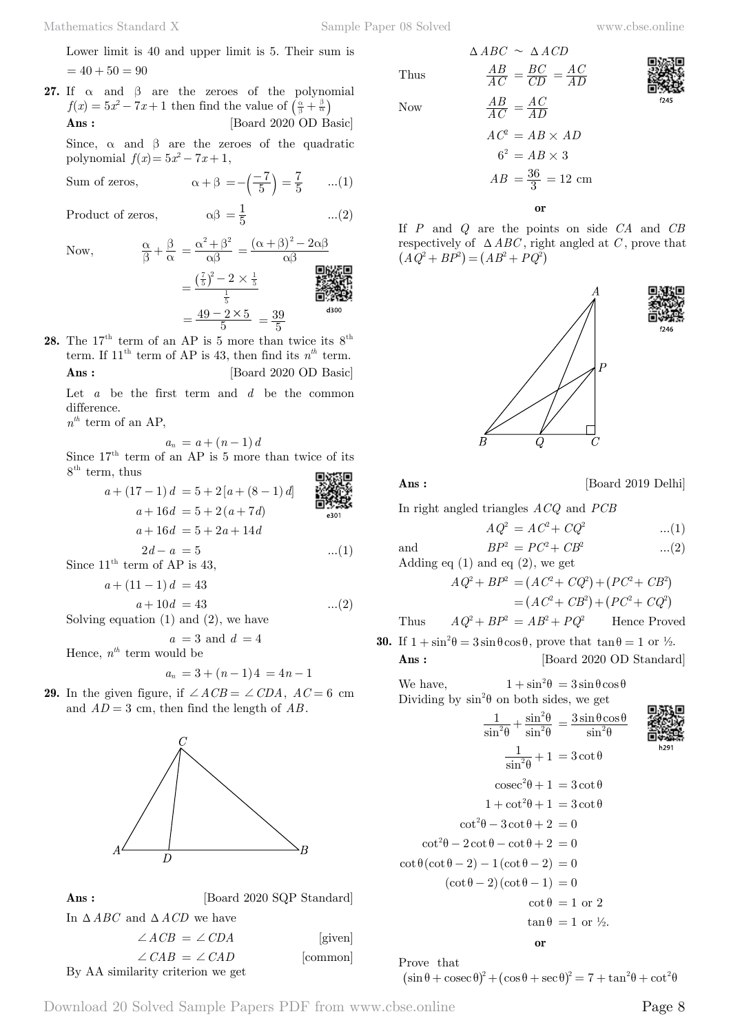Lower limit is 40 and upper limit is 5. Their sum is $= 40 + 50 = 90$

**27.** If $\alpha$ and $\beta$ are the zeroes of the polynomial $f(x) = 5x^2 - 7x + 1$ then find the value of $\left(\frac{\alpha}{\beta} + \frac{\beta}{\alpha}\right)$

**Ans :** [Board 2020 OD Basic]

Since, $\alpha$ and $\beta$ are the zeroes of the quadratic polynomial $f(x) = 5x^2 - 7x + 1$,

Sum of zeros, $\alpha + \beta = -\left(\frac{-7}{5}\right) = \frac{7}{5}$ ...(1)

Product of zeros, $\alpha\beta = \frac{1}{5}$ ...(2)

Now,
$$\frac{\alpha}{\beta} + \frac{\beta}{\alpha} = \frac{\alpha^2 + \beta^2}{\alpha\beta} = \frac{(\alpha+\beta)^2 - 2\alpha\beta}{\alpha\beta}$$
$$= \frac{\left(\frac{7}{5}\right)^2 - 2 \times \frac{1}{5}}{\frac{1}{5}}$$
$$= \frac{49 - 2 \times 5}{5} = \frac{39}{5}$$

**28.** The $17^{th}$ term of an AP is 5 more than twice its $8^{th}$ term. If $11^{th}$ term of AP is 43, then find its $n^{th}$ term.

**Ans :** [Board 2020 OD Basic]

Let $a$ be the first term and $d$ be the common difference.

$n^{th}$ term of an AP,
$$a_n = a + (n-1)d$$

Since $17^{th}$ term of an AP is 5 more than twice of its $8^{th}$ term, thus
$$a + (17-1)d = 5 + 2[a + (8-1)d]$$
$$a + 16d = 5 + 2(a + 7d)$$
$$a + 16d = 5 + 2a + 14d$$
$$2d - a = 5 \quad ...(1)$$

Since $11^{th}$ term of AP is 43,
$$a + (11-1)d = 43$$
$$a + 10d = 43 \quad ...(2)$$

Solving equation (1) and (2), we have
$$a = 3 \text{ and } d = 4$$

Hence, $n^{th}$ term would be
$$a_n = 3 + (n-1)4 = 4n - 1$$

**29.** In the given figure, if $\angle ACB = \angle CDA$, $AC = 6$ cm and $AD = 3$ cm, then find the length of $AB$.

**Ans :** [Board 2020 SQP Standard]

In $\Delta ABC$ and $\Delta ACD$ we have
$$\angle ACB = \angle CDA \quad \text{[given]}$$
$$\angle CAB = \angle CAD \quad \text{[common]}$$

By AA similarity criterion we get
$$\Delta ABC \sim \Delta ACD$$

Thus
$$\frac{AB}{AC} = \frac{BC}{CD} = \frac{AC}{AD}$$

Now
$$\frac{AB}{AC} = \frac{AC}{AD}$$
$$AC^2 = AB \times AD$$
$$6^2 = AB \times 3$$
$$AB = \frac{36}{3} = 12 \text{ cm}$$

**or**

If $P$ and $Q$ are the points on side $CA$ and $CB$ respectively of $\Delta ABC$, right angled at $C$, prove that $(AQ^2 + BP^2) = (AB^2 + PQ^2)$

**Ans :** [Board 2019 Delhi]

In right angled triangles $ACQ$ and $PCB$
$$AQ^2 = AC^2 + CQ^2 \quad ...(1)$$
and
$$BP^2 = PC^2 + CB^2 \quad ...(2)$$

Adding eq (1) and eq (2), we get
$$AQ^2 + BP^2 = (AC^2 + CQ^2) + (PC^2 + CB^2)$$
$$= (AC^2 + CB^2) + (PC^2 + CQ^2)$$

Thus $AQ^2 + BP^2 = AB^2 + PQ^2$ Hence Proved

**30.** If $1 + \sin^2\theta = 3\sin\theta\cos\theta$, prove that $\tan\theta = 1$ or ½.

**Ans :** [Board 2020 OD Standard]

We have, $1 + \sin^2\theta = 3\sin\theta\cos\theta$

Dividing by $\sin^2\theta$ on both sides, we get
$$\frac{1}{\sin^2\theta} + \frac{\sin^2\theta}{\sin^2\theta} = \frac{3\sin\theta\cos\theta}{\sin^2\theta}$$
$$\frac{1}{\sin^2\theta} + 1 = 3\cot\theta$$
$$\text{cosec}^2\theta + 1 = 3\cot\theta$$
$$1 + \cot^2\theta + 1 = 3\cot\theta$$
$$\cot^2\theta - 3\cot\theta + 2 = 0$$
$$\cot^2\theta - 2\cot\theta - \cot\theta + 2 = 0$$
$$\cot\theta(\cot\theta - 2) - 1(\cot\theta - 2) = 0$$
$$(\cot\theta - 2)(\cot\theta - 1) = 0$$
$$\cot\theta = 1 \text{ or } 2$$
$$\tan\theta = 1 \text{ or } ½.$$

**or**

Prove that
$$(\sin\theta + \text{cosec}\,\theta)^2 + (\cos\theta + \sec\theta)^2 = 7 + \tan^2\theta + \cot^2\theta$$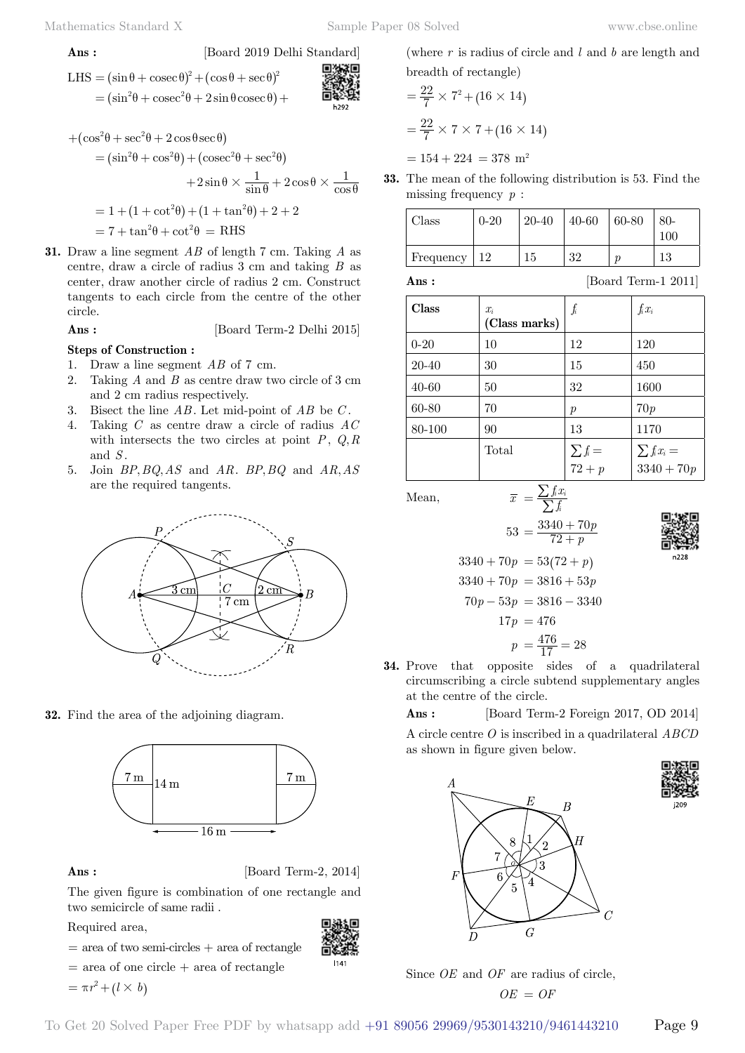**Ans :** [Board 2019 Delhi Standard]

$$\text{LHS} = (\sin\theta + \text{cosec}\,\theta)^2 + (\cos\theta + \sec\theta)^2$$

$$= (\sin^2\theta + \text{cosec}^2\theta + 2\sin\theta\,\text{cosec}\,\theta) +$$

$$+ (\cos^2\theta + \sec^2\theta + 2\cos\theta\sec\theta)$$

$$= (\sin^2\theta + \cos^2\theta) + (\text{cosec}^2\theta + \sec^2\theta)$$

$$+ 2\sin\theta \times \frac{1}{\sin\theta} + 2\cos\theta \times \frac{1}{\cos\theta}$$

$$= 1 + (1 + \cot^2\theta) + (1 + \tan^2\theta) + 2 + 2$$

$$= 7 + \tan^2\theta + \cot^2\theta = \text{RHS}$$

**31.** Draw a line segment $AB$ of length 7 cm. Taking $A$ as centre, draw a circle of radius 3 cm and taking $B$ as center, draw another circle of radius 2 cm. Construct tangents to each circle from the centre of the other circle.

**Ans :** [Board Term-2 Delhi 2015]

**Steps of Construction :**

1. Draw a line segment $AB$ of 7 cm.
2. Taking $A$ and $B$ as centre draw two circle of 3 cm and 2 cm radius respectively.
3. Bisect the line $AB$. Let mid-point of $AB$ be $C$.
4. Taking $C$ as centre draw a circle of radius $AC$ with intersects the two circles at point $P$, $Q,R$ and $S$.
5. Join $BP, BQ, AS$ and $AR$. $BP, BQ$ and $AR, AS$ are the required tangents.

**32.** Find the area of the adjoining diagram.

**Ans :** [Board Term-2, 2014]

The given figure is combination of one rectangle and two semicircle of same radii .

Required area,

$= $ area of two semi-circles $+$ area of rectangle

$= $ area of one circle $+$ area of rectangle

$= \pi r^2 + (l \times b)$

(where $r$ is radius of circle and $l$ and $b$ are length and breadth of rectangle)

$$= \frac{22}{7} \times 7^2 + (16 \times 14)$$

$$= \frac{22}{7} \times 7 \times 7 + (16 \times 14)$$

$$= 154 + 224 = 378 \text{ m}^2$$

**33.** The mean of the following distribution is 53. Find the missing frequency $p$ :

| Class | 0-20 | 20-40 | 40-60 | 60-80 | 80-100 |
|---|---|---|---|---|---|
| Frequency | 12 | 15 | 32 | $p$ | 13 |

**Ans :** [Board Term-1 2011]

| **Class** | $x_i$ **(Class marks)** | $f_i$ | $f_i x_i$ |
|---|---|---|---|
| 0-20 | 10 | 12 | 120 |
| 20-40 | 30 | 15 | 450 |
| 40-60 | 50 | 32 | 1600 |
| 60-80 | 70 | $p$ | $70p$ |
| 80-100 | 90 | 13 | 1170 |
| | Total | $\sum f_i = 72 + p$ | $\sum f_i x_i = 3340 + 70p$ |

Mean, $\overline{x} = \dfrac{\sum f_i x_i}{\sum f_i}$

$$53 = \frac{3340 + 70p}{72 + p}$$

$$3340 + 70p = 53(72 + p)$$

$$3340 + 70p = 3816 + 53p$$

$$70p - 53p = 3816 - 3340$$

$$17p = 476$$

$$p = \frac{476}{17} = 28$$

**34.** Prove that opposite sides of a quadrilateral circumscribing a circle subtend supplementary angles at the centre of the circle.

**Ans :** [Board Term-2 Foreign 2017, OD 2014]

A circle centre $O$ is inscribed in a quadrilateral $ABCD$ as shown in figure given below.

Since $OE$ and $OF$ are radius of circle,

$$OE = OF$$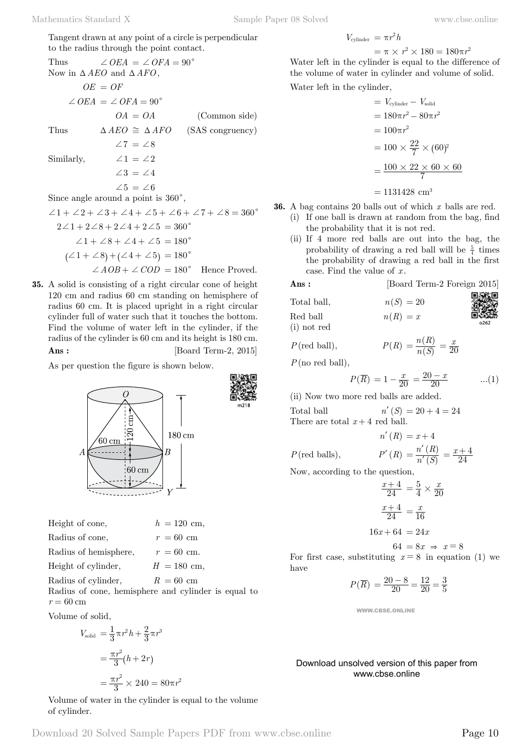Tangent drawn at any point of a circle is perpendicular to the radius through the point contact.

Thus $\angle OEA = \angle OFA = 90^\circ$

Now in $\Delta AEO$ and $\Delta AFO$,

$$OE = OF$$

$$\angle OEA = \angle OFA = 90^\circ$$

$$OA = OA \quad \text{(Common side)}$$

Thus $\Delta AEO \cong \Delta AFO$ (SAS congruency)

$$\angle 7 = \angle 8$$

Similarly,

$$\angle 1 = \angle 2$$

$$\angle 3 = \angle 4$$

$$\angle 5 = \angle 6$$

Since angle around a point is $360^\circ$,

$$\angle 1 + \angle 2 + \angle 3 + \angle 4 + \angle 5 + \angle 6 + \angle 7 + \angle 8 = 360^\circ$$

$$2\angle 1 + 2\angle 8 + 2\angle 4 + 2\angle 5 = 360^\circ$$

$$\angle 1 + \angle 8 + \angle 4 + \angle 5 = 180^\circ$$

$$(\angle 1 + \angle 8) + (\angle 4 + \angle 5) = 180^\circ$$

$$\angle AOB + \angle COD = 180^\circ \quad \text{Hence Proved.}$$

**35.** A solid is consisting of a right circular cone of height 120 cm and radius 60 cm standing on hemisphere of radius 60 cm. It is placed upright in a right circular cylinder full of water such that it touches the bottom. Find the volume of water left in the cylinder, if the radius of the cylinder is 60 cm and its height is 180 cm.

**Ans :** [Board Term-2, 2015]

As per question the figure is shown below.

O
120 cm
180 cm
60 cm
A
B
60 cm
Y

Height of cone, $h = 120$ cm,

Radius of cone, $r = 60$ cm

Radius of hemisphere, $r = 60$ cm.

Height of cylinder, $H = 180$ cm,

Radius of cylinder, $R = 60$ cm

Radius of cone, hemisphere and cylinder is equal to $r = 60$ cm

Volume of solid,

$$V_{solid} = \frac{1}{3}\pi r^2 h + \frac{2}{3}\pi r^3$$

$$= \frac{\pi r^2}{3}(h + 2r)$$

$$= \frac{\pi r^2}{3} \times 240 = 80\pi r^2$$

Volume of water in the cylinder is equal to the volume of cylinder.

$$V_{cylinder} = \pi r^2 h$$

$$= \pi \times r^2 \times 180 = 180\pi r^2$$

Water left in the cylinder is equal to the difference of the volume of water in cylinder and volume of solid.

Water left in the cylinder,

$$= V_{cylinder} - V_{solid}$$

$$= 180\pi r^2 - 80\pi r^2$$

$$= 100\pi r^2$$

$$= 100 \times \frac{22}{7} \times (60)^2$$

$$= \frac{100 \times 22 \times 60 \times 60}{7}$$

$$= 1131428 \text{ cm}^3$$

**36.** A bag contains 20 balls out of which $x$ balls are red.

(i) If one ball is drawn at random from the bag, find the probability that it is not red.

(ii) If 4 more red balls are out into the bag, the probability of drawing a red ball will be $\frac{5}{4}$ times the probability of drawing a red ball in the first case. Find the value of $x$.

**Ans :** [Board Term-2 Foreign 2015]

Total ball, $n(S) = 20$

Red ball $n(R) = x$

(i) not red

P(red ball), $P(R) = \frac{n(R)}{n(S)} = \frac{x}{20}$

P(no red ball),

$$P(\overline{R}) = 1 - \frac{x}{20} = \frac{20 - x}{20} \quad ...(1)$$

(ii) Now two more red balls are added.

Total ball $n'(S) = 20 + 4 = 24$

There are total $x + 4$ red ball.

$$n'(R) = x + 4$$

P(red balls), $P'(R) = \frac{n'(R)}{n'(S)} = \frac{x + 4}{24}$

Now, according to the question,

$$\frac{x + 4}{24} = \frac{5}{4} \times \frac{x}{20}$$

$$\frac{x + 4}{24} = \frac{x}{16}$$

$$16x + 64 = 24x$$

$$64 = 8x \Rightarrow x = 8$$

For first case, substituting $x = 8$ in equation (1) we have

$$P(\overline{R}) = \frac{20 - 8}{20} = \frac{12}{20} = \frac{3}{5}$$

Download unsolved version of this paper from www.cbse.online